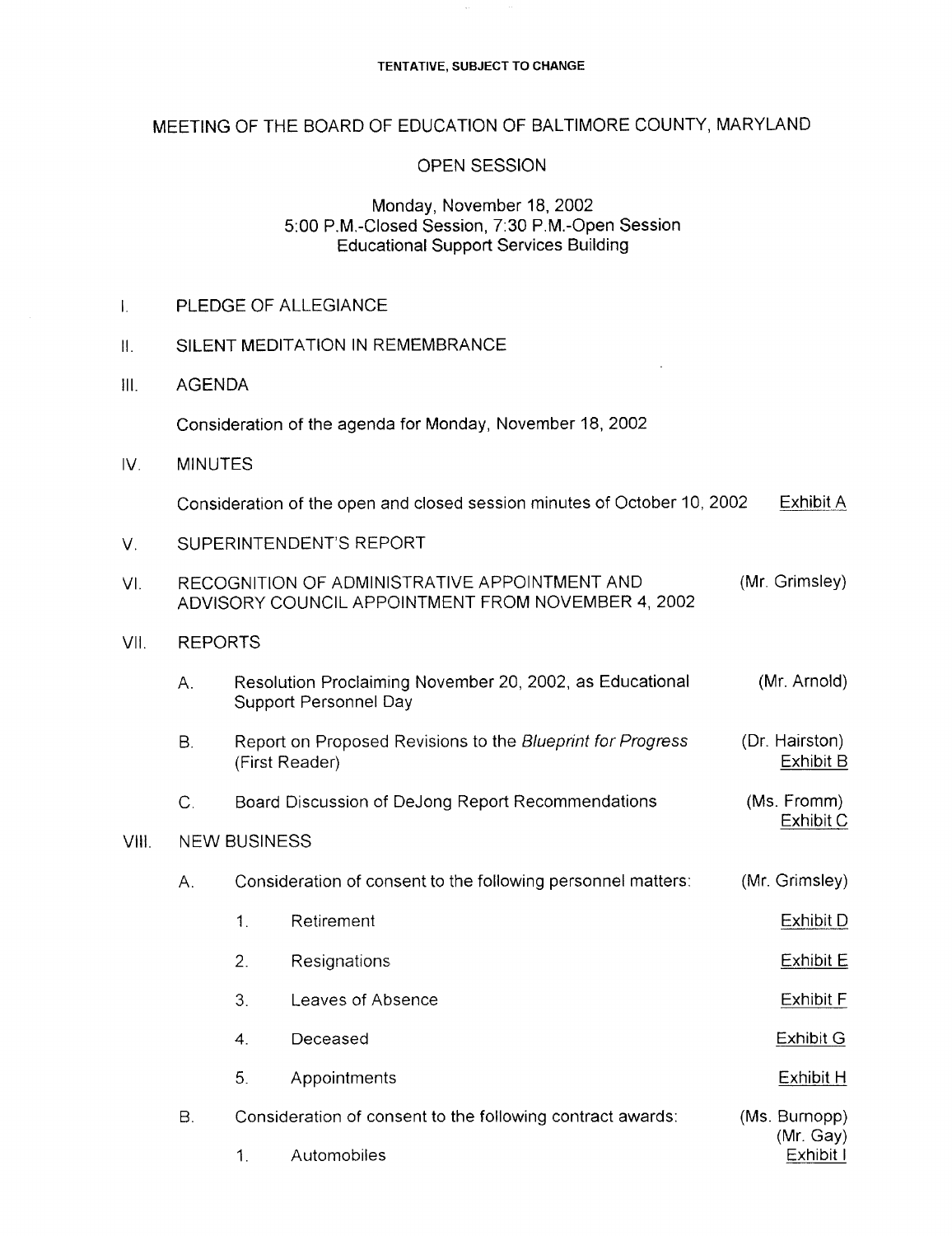TENTATIVE, SUBJECT TO CHANGE

# MEETING OF THE BOARD OF EDUCATION OF BALTIMORE COUNTY, MARYLAND

## OPEN SESSION

Monday, November 18, 2002
5:00 P.M.-Closed Session, 7:30 P.M.-Open Session
Educational Support Services Building

I. PLEDGE OF ALLEGIANCE

II. SILENT MEDITATION IN REMEMBRANCE

III. AGENDA

Consideration of the agenda for Monday, November 18, 2002

IV. MINUTES

Consideration of the open and closed session minutes of October 10, 2002 — Exhibit A

V. SUPERINTENDENT'S REPORT

VI. RECOGNITION OF ADMINISTRATIVE APPOINTMENT AND ADVISORY COUNCIL APPOINTMENT FROM NOVEMBER 4, 2002 — (Mr. Grimsley)

VII. REPORTS

- A. Resolution Proclaiming November 20, 2002, as Educational Support Personnel Day — (Mr. Arnold)
- B. Report on Proposed Revisions to the *Blueprint for Progress* (First Reader) — (Dr. Hairston) Exhibit B
- C. Board Discussion of DeJong Report Recommendations — (Ms. Fromm) Exhibit C

VIII. NEW BUSINESS

- A. Consideration of consent to the following personnel matters: — (Mr. Grimsley)
  1. Retirement — Exhibit D
  2. Resignations — Exhibit E
  3. Leaves of Absence — Exhibit F
  4. Deceased — Exhibit G
  5. Appointments — Exhibit H
- B. Consideration of consent to the following contract awards: — (Ms. Burnopp) (Mr. Gay)
  1. Automobiles — Exhibit I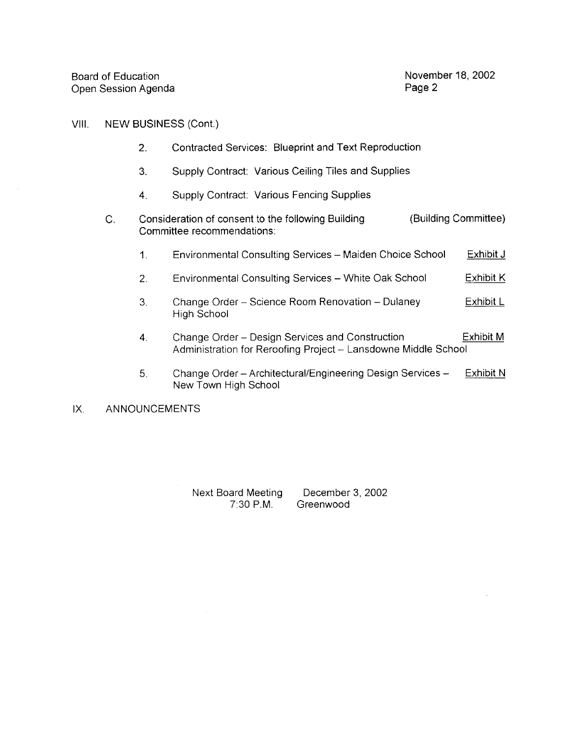## VIII. NEW BUSINESS (Cont.)

2. Contracted Services: Blueprint and Text Reproduction
3. Supply Contract: Various Ceiling Tiles and Supplies
4. Supply Contract: Various Fencing Supplies

C. Consideration of consent to the following Building Committee recommendations: (Building Committee)

1. Environmental Consulting Services – Maiden Choice School — Exhibit J
2. Environmental Consulting Services – White Oak School — Exhibit K
3. Change Order – Science Room Renovation – Dulaney High School — Exhibit L
4. Change Order – Design Services and Construction Administration for Reroofing Project – Lansdowne Middle School — Exhibit M
5. Change Order – Architectural/Engineering Design Services – New Town High School — Exhibit N

## IX. ANNOUNCEMENTS

Next Board Meeting December 3, 2002
7:30 P.M. Greenwood